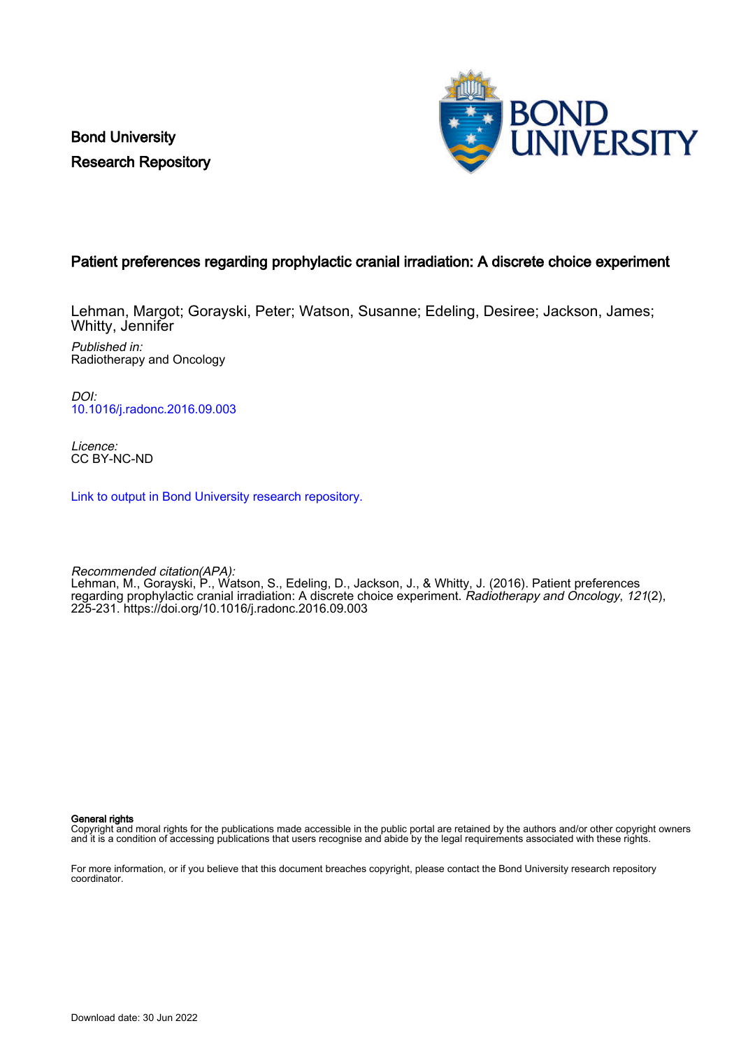Bond University
Research Repository

# Patient preferences regarding prophylactic cranial irradiation: A discrete choice experiment

Lehman, Margot; Gorayski, Peter; Watson, Susanne; Edeling, Desiree; Jackson, James; Whitty, Jennifer

*Published in:*
Radiotherapy and Oncology

*DOI:*
10.1016/j.radonc.2016.09.003

*Licence:*
CC BY-NC-ND

Link to output in Bond University research repository.

*Recommended citation(APA):*
Lehman, M., Gorayski, P., Watson, S., Edeling, D., Jackson, J., & Whitty, J. (2016). Patient preferences regarding prophylactic cranial irradiation: A discrete choice experiment. *Radiotherapy and Oncology*, *121*(2), 225-231. https://doi.org/10.1016/j.radonc.2016.09.003

**General rights**
Copyright and moral rights for the publications made accessible in the public portal are retained by the authors and/or other copyright owners and it is a condition of accessing publications that users recognise and abide by the legal requirements associated with these rights.

For more information, or if you believe that this document breaches copyright, please contact the Bond University research repository coordinator.

Download date: 30 Jun 2022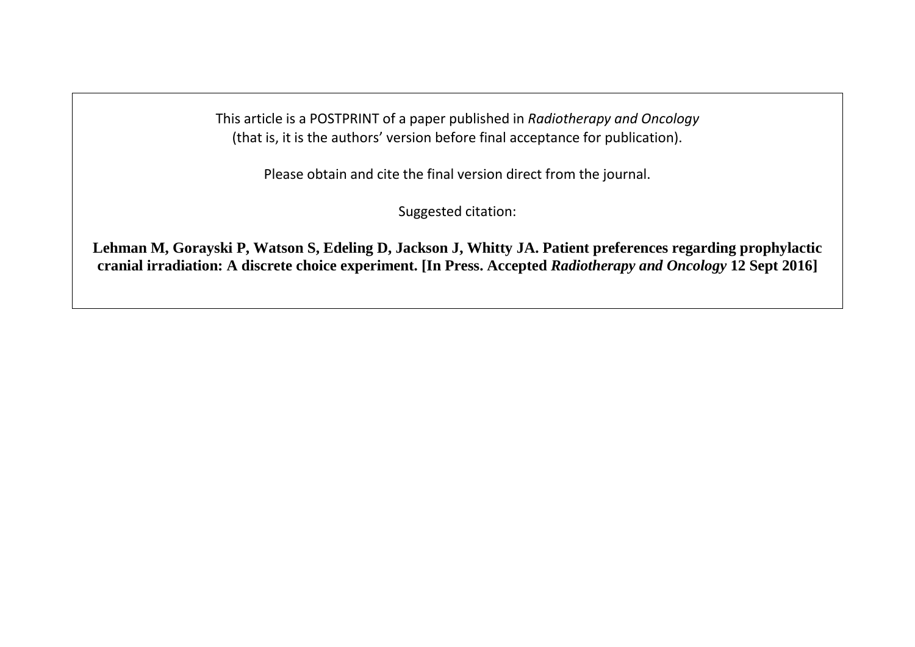This article is a POSTPRINT of a paper published in *Radiotherapy and Oncology* (that is, it is the authors' version before final acceptance for publication).

Please obtain and cite the final version direct from the journal.

Suggested citation:

**Lehman M, Gorayski P, Watson S, Edeling D, Jackson J, Whitty JA. Patient preferences regarding prophylactic cranial irradiation: A discrete choice experiment. [In Press. Accepted *Radiotherapy and Oncology* 12 Sept 2016]**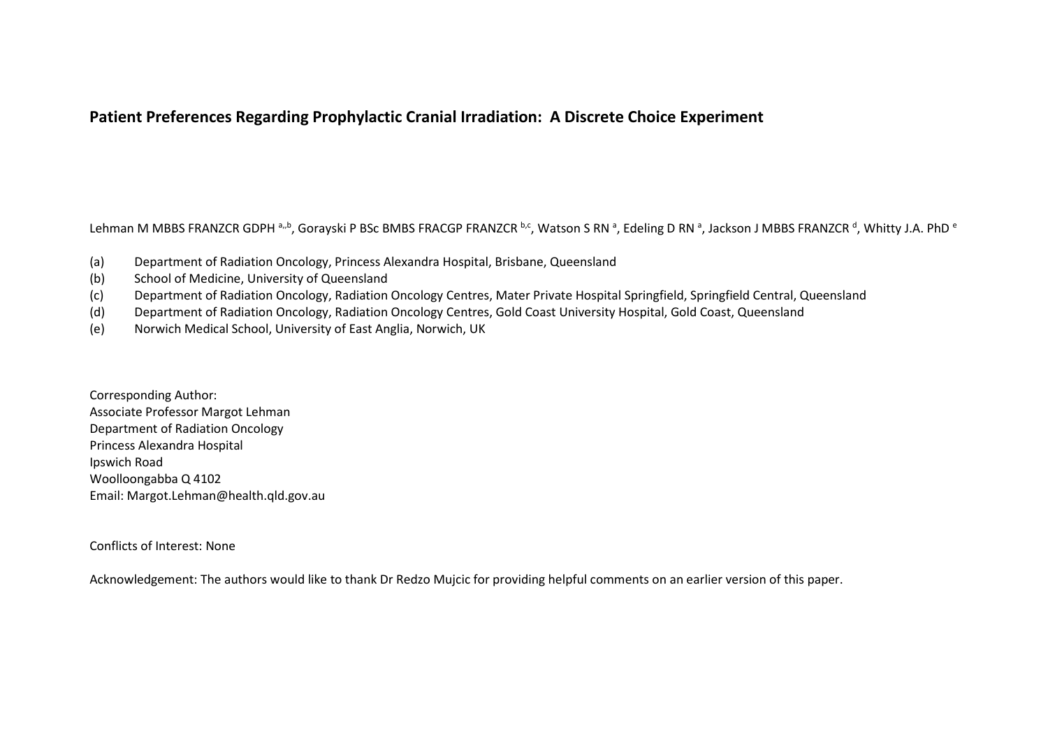# Patient Preferences Regarding Prophylactic Cranial Irradiation: A Discrete Choice Experiment

Lehman M MBBS FRANZCR GDPH [a,,b], Gorayski P BSc BMBS FRACGP FRANZCR [b,c], Watson S RN [a], Edeling D RN [a], Jackson J MBBS FRANZCR [d], Whitty J.A. PhD [e]

(a) Department of Radiation Oncology, Princess Alexandra Hospital, Brisbane, Queensland
(b) School of Medicine, University of Queensland
(c) Department of Radiation Oncology, Radiation Oncology Centres, Mater Private Hospital Springfield, Springfield Central, Queensland
(d) Department of Radiation Oncology, Radiation Oncology Centres, Gold Coast University Hospital, Gold Coast, Queensland
(e) Norwich Medical School, University of East Anglia, Norwich, UK

Corresponding Author:
Associate Professor Margot Lehman
Department of Radiation Oncology
Princess Alexandra Hospital
Ipswich Road
Woolloongabba Q 4102
Email: Margot.Lehman@health.qld.gov.au

Conflicts of Interest: None

Acknowledgement: The authors would like to thank Dr Redzo Mujcic for providing helpful comments on an earlier version of this paper.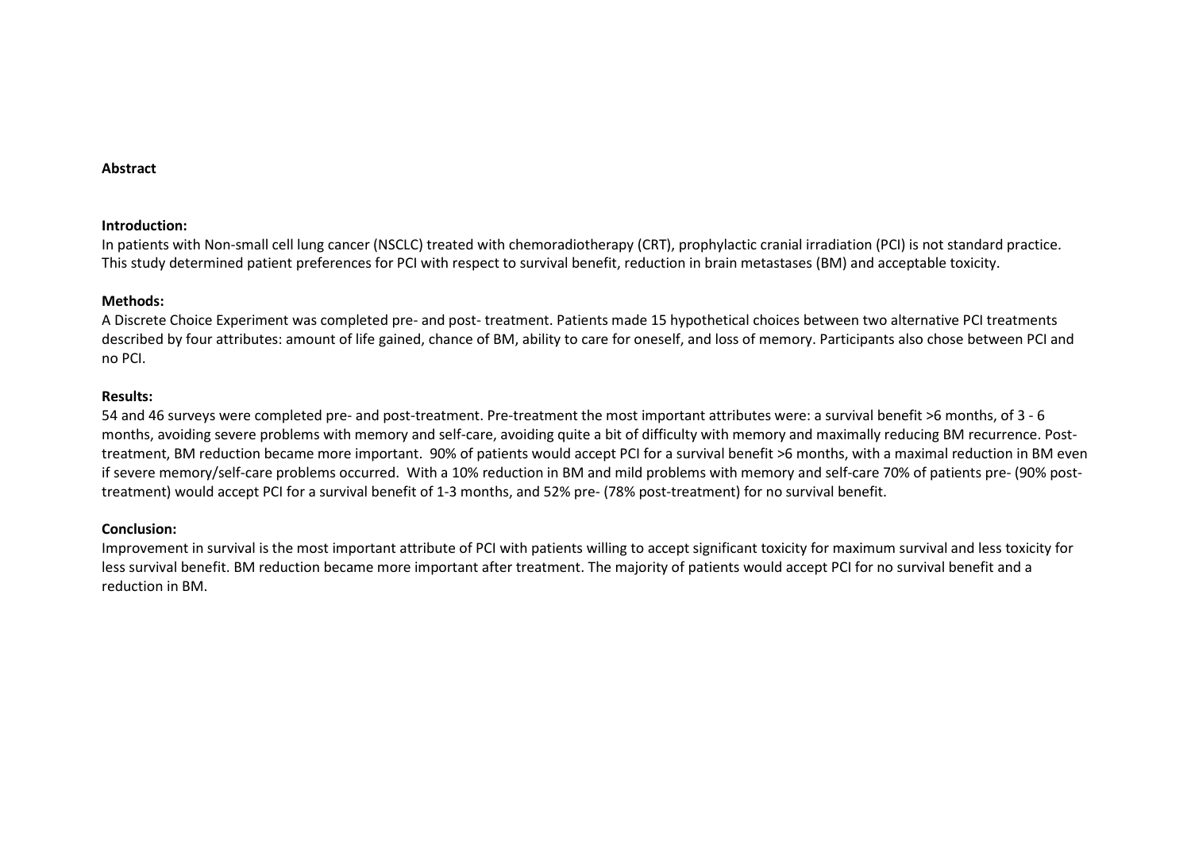## Abstract

### Introduction:

In patients with Non-small cell lung cancer (NSCLC) treated with chemoradiotherapy (CRT), prophylactic cranial irradiation (PCI) is not standard practice. This study determined patient preferences for PCI with respect to survival benefit, reduction in brain metastases (BM) and acceptable toxicity.

### Methods:

A Discrete Choice Experiment was completed pre- and post- treatment. Patients made 15 hypothetical choices between two alternative PCI treatments described by four attributes: amount of life gained, chance of BM, ability to care for oneself, and loss of memory. Participants also chose between PCI and no PCI.

### Results:

54 and 46 surveys were completed pre- and post-treatment. Pre-treatment the most important attributes were: a survival benefit >6 months, of 3 - 6 months, avoiding severe problems with memory and self-care, avoiding quite a bit of difficulty with memory and maximally reducing BM recurrence. Post-treatment, BM reduction became more important. 90% of patients would accept PCI for a survival benefit >6 months, with a maximal reduction in BM even if severe memory/self-care problems occurred. With a 10% reduction in BM and mild problems with memory and self-care 70% of patients pre- (90% post-treatment) would accept PCI for a survival benefit of 1-3 months, and 52% pre- (78% post-treatment) for no survival benefit.

### Conclusion:

Improvement in survival is the most important attribute of PCI with patients willing to accept significant toxicity for maximum survival and less toxicity for less survival benefit. BM reduction became more important after treatment. The majority of patients would accept PCI for no survival benefit and a reduction in BM.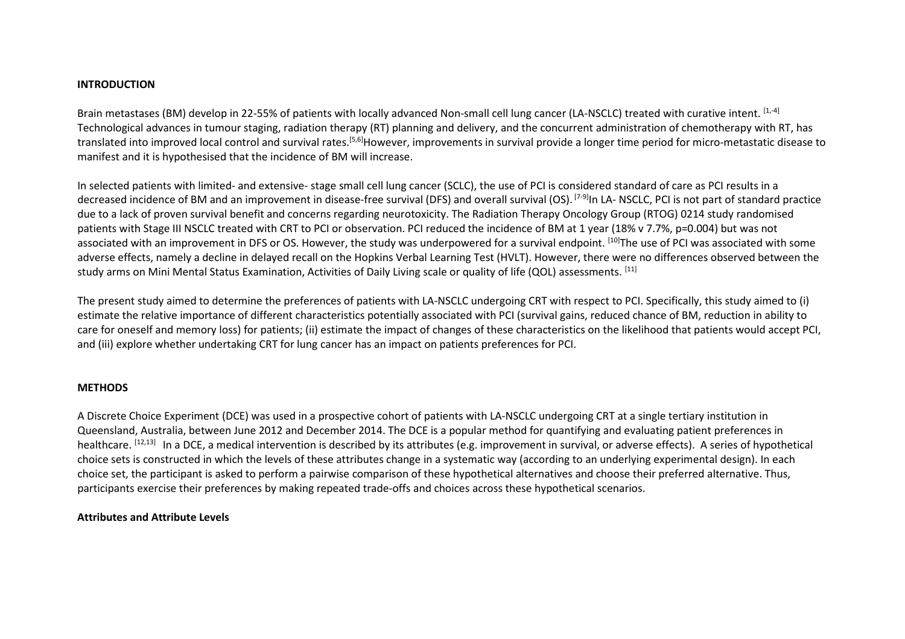**INTRODUCTION**

Brain metastases (BM) develop in 22-55% of patients with locally advanced Non-small cell lung cancer (LA-NSCLC) treated with curative intent. [1,-4] Technological advances in tumour staging, radiation therapy (RT) planning and delivery, and the concurrent administration of chemotherapy with RT, has translated into improved local control and survival rates.[5,6]However, improvements in survival provide a longer time period for micro-metastatic disease to manifest and it is hypothesised that the incidence of BM will increase.

In selected patients with limited- and extensive- stage small cell lung cancer (SCLC), the use of PCI is considered standard of care as PCI results in a decreased incidence of BM and an improvement in disease-free survival (DFS) and overall survival (OS). [7-9]In LA- NSCLC, PCI is not part of standard practice due to a lack of proven survival benefit and concerns regarding neurotoxicity. The Radiation Therapy Oncology Group (RTOG) 0214 study randomised patients with Stage III NSCLC treated with CRT to PCI or observation. PCI reduced the incidence of BM at 1 year (18% v 7.7%, p=0.004) but was not associated with an improvement in DFS or OS. However, the study was underpowered for a survival endpoint. [10]The use of PCI was associated with some adverse effects, namely a decline in delayed recall on the Hopkins Verbal Learning Test (HVLT). However, there were no differences observed between the study arms on Mini Mental Status Examination, Activities of Daily Living scale or quality of life (QOL) assessments. [11]

The present study aimed to determine the preferences of patients with LA-NSCLC undergoing CRT with respect to PCI. Specifically, this study aimed to (i) estimate the relative importance of different characteristics potentially associated with PCI (survival gains, reduced chance of BM, reduction in ability to care for oneself and memory loss) for patients; (ii) estimate the impact of changes of these characteristics on the likelihood that patients would accept PCI, and (iii) explore whether undertaking CRT for lung cancer has an impact on patients preferences for PCI.

**METHODS**

A Discrete Choice Experiment (DCE) was used in a prospective cohort of patients with LA-NSCLC undergoing CRT at a single tertiary institution in Queensland, Australia, between June 2012 and December 2014. The DCE is a popular method for quantifying and evaluating patient preferences in healthcare. [12,13] In a DCE, a medical intervention is described by its attributes (e.g. improvement in survival, or adverse effects). A series of hypothetical choice sets is constructed in which the levels of these attributes change in a systematic way (according to an underlying experimental design). In each choice set, the participant is asked to perform a pairwise comparison of these hypothetical alternatives and choose their preferred alternative. Thus, participants exercise their preferences by making repeated trade-offs and choices across these hypothetical scenarios.

**Attributes and Attribute Levels**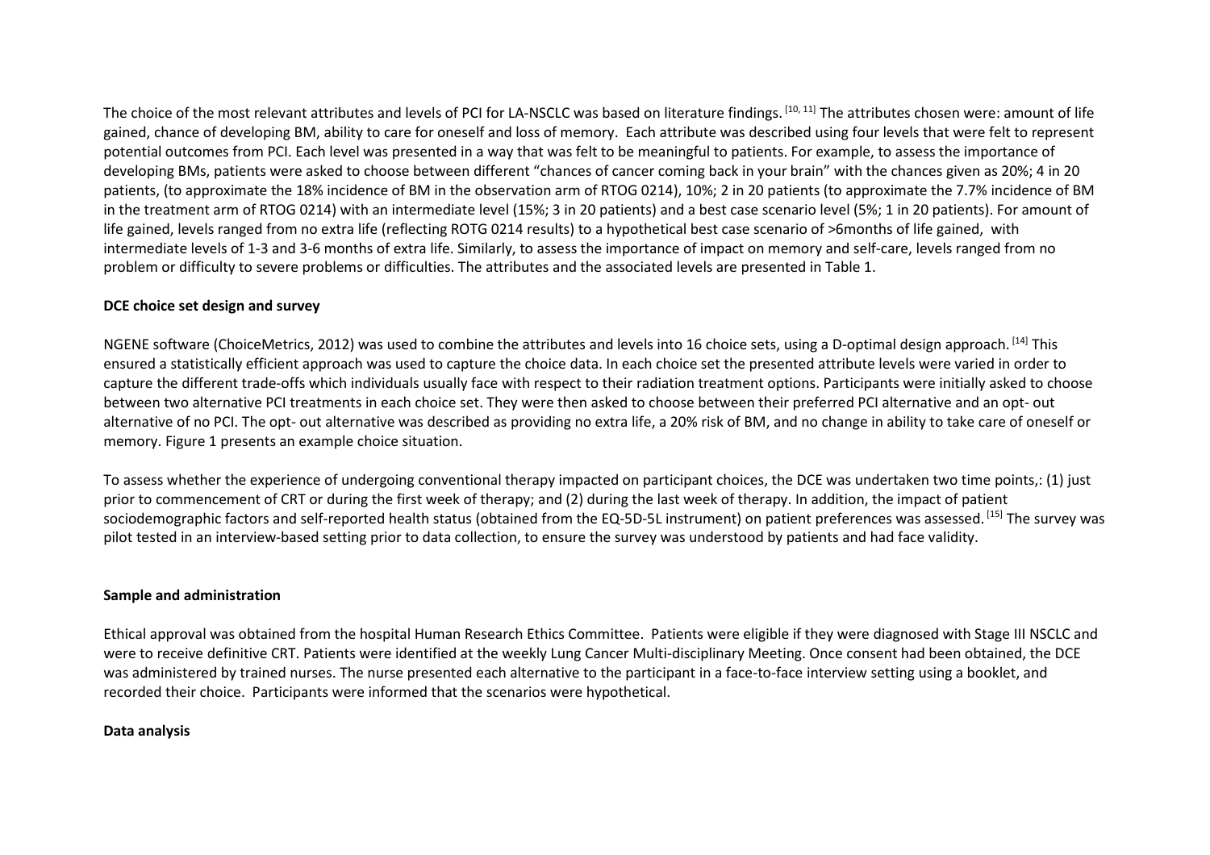The choice of the most relevant attributes and levels of PCI for LA-NSCLC was based on literature findings. [10, 11] The attributes chosen were: amount of life gained, chance of developing BM, ability to care for oneself and loss of memory. Each attribute was described using four levels that were felt to represent potential outcomes from PCI. Each level was presented in a way that was felt to be meaningful to patients. For example, to assess the importance of developing BMs, patients were asked to choose between different "chances of cancer coming back in your brain" with the chances given as 20%; 4 in 20 patients, (to approximate the 18% incidence of BM in the observation arm of RTOG 0214), 10%; 2 in 20 patients (to approximate the 7.7% incidence of BM in the treatment arm of RTOG 0214) with an intermediate level (15%; 3 in 20 patients) and a best case scenario level (5%; 1 in 20 patients). For amount of life gained, levels ranged from no extra life (reflecting ROTG 0214 results) to a hypothetical best case scenario of >6months of life gained, with intermediate levels of 1-3 and 3-6 months of extra life. Similarly, to assess the importance of impact on memory and self-care, levels ranged from no problem or difficulty to severe problems or difficulties. The attributes and the associated levels are presented in Table 1.

**DCE choice set design and survey**

NGENE software (ChoiceMetrics, 2012) was used to combine the attributes and levels into 16 choice sets, using a D-optimal design approach. [14] This ensured a statistically efficient approach was used to capture the choice data. In each choice set the presented attribute levels were varied in order to capture the different trade-offs which individuals usually face with respect to their radiation treatment options. Participants were initially asked to choose between two alternative PCI treatments in each choice set. They were then asked to choose between their preferred PCI alternative and an opt- out alternative of no PCI. The opt- out alternative was described as providing no extra life, a 20% risk of BM, and no change in ability to take care of oneself or memory. Figure 1 presents an example choice situation.

To assess whether the experience of undergoing conventional therapy impacted on participant choices, the DCE was undertaken two time points,: (1) just prior to commencement of CRT or during the first week of therapy; and (2) during the last week of therapy. In addition, the impact of patient sociodemographic factors and self-reported health status (obtained from the EQ-5D-5L instrument) on patient preferences was assessed. [15] The survey was pilot tested in an interview-based setting prior to data collection, to ensure the survey was understood by patients and had face validity.

**Sample and administration**

Ethical approval was obtained from the hospital Human Research Ethics Committee. Patients were eligible if they were diagnosed with Stage III NSCLC and were to receive definitive CRT. Patients were identified at the weekly Lung Cancer Multi-disciplinary Meeting. Once consent had been obtained, the DCE was administered by trained nurses. The nurse presented each alternative to the participant in a face-to-face interview setting using a booklet, and recorded their choice. Participants were informed that the scenarios were hypothetical.

**Data analysis**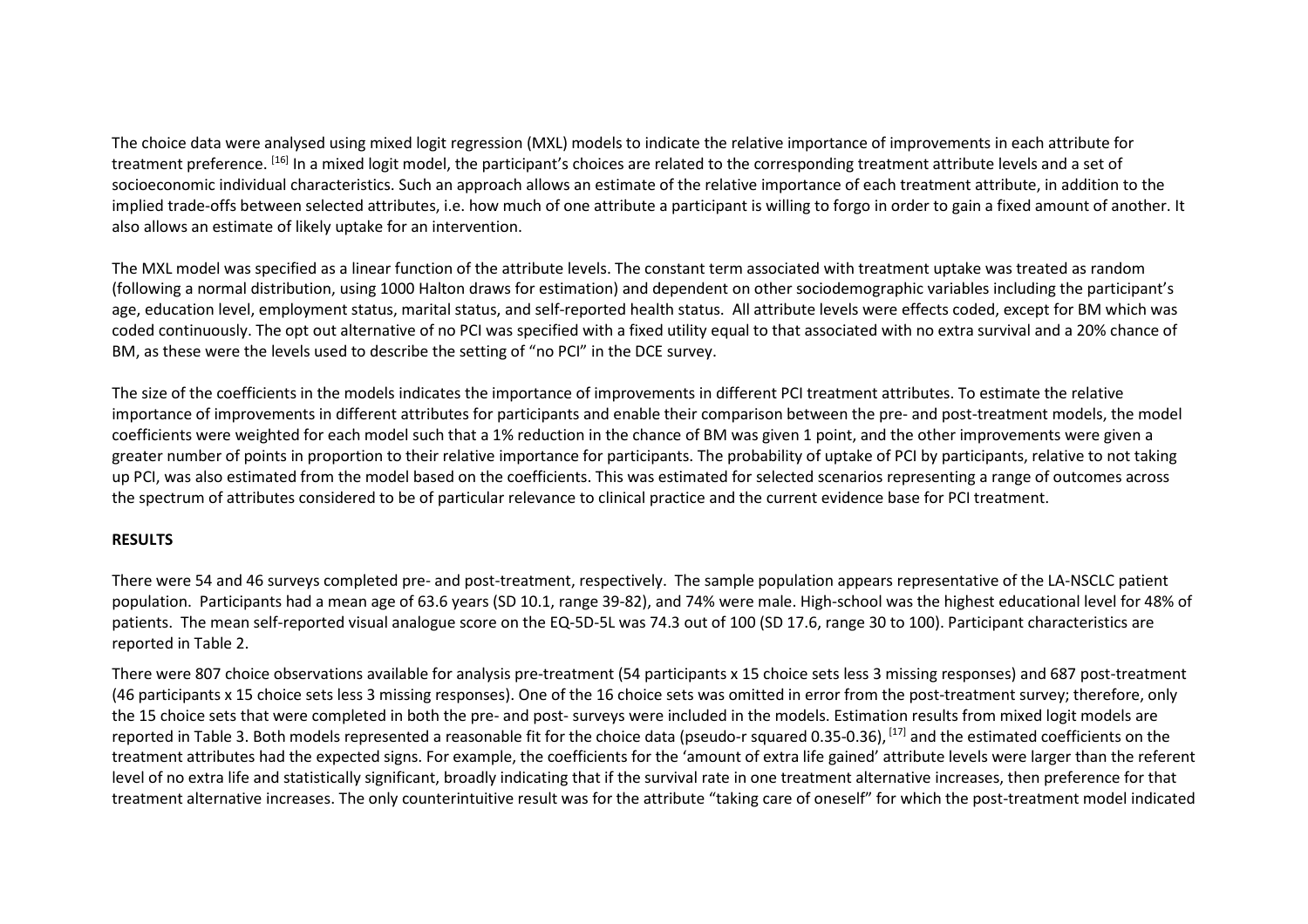The choice data were analysed using mixed logit regression (MXL) models to indicate the relative importance of improvements in each attribute for treatment preference. [16] In a mixed logit model, the participant's choices are related to the corresponding treatment attribute levels and a set of socioeconomic individual characteristics. Such an approach allows an estimate of the relative importance of each treatment attribute, in addition to the implied trade-offs between selected attributes, i.e. how much of one attribute a participant is willing to forgo in order to gain a fixed amount of another. It also allows an estimate of likely uptake for an intervention.

The MXL model was specified as a linear function of the attribute levels. The constant term associated with treatment uptake was treated as random (following a normal distribution, using 1000 Halton draws for estimation) and dependent on other sociodemographic variables including the participant's age, education level, employment status, marital status, and self-reported health status. All attribute levels were effects coded, except for BM which was coded continuously. The opt out alternative of no PCI was specified with a fixed utility equal to that associated with no extra survival and a 20% chance of BM, as these were the levels used to describe the setting of "no PCI" in the DCE survey.

The size of the coefficients in the models indicates the importance of improvements in different PCI treatment attributes. To estimate the relative importance of improvements in different attributes for participants and enable their comparison between the pre- and post-treatment models, the model coefficients were weighted for each model such that a 1% reduction in the chance of BM was given 1 point, and the other improvements were given a greater number of points in proportion to their relative importance for participants. The probability of uptake of PCI by participants, relative to not taking up PCI, was also estimated from the model based on the coefficients. This was estimated for selected scenarios representing a range of outcomes across the spectrum of attributes considered to be of particular relevance to clinical practice and the current evidence base for PCI treatment.

**RESULTS**

There were 54 and 46 surveys completed pre- and post-treatment, respectively. The sample population appears representative of the LA-NSCLC patient population. Participants had a mean age of 63.6 years (SD 10.1, range 39-82), and 74% were male. High-school was the highest educational level for 48% of patients. The mean self-reported visual analogue score on the EQ-5D-5L was 74.3 out of 100 (SD 17.6, range 30 to 100). Participant characteristics are reported in Table 2.

There were 807 choice observations available for analysis pre-treatment (54 participants x 15 choice sets less 3 missing responses) and 687 post-treatment (46 participants x 15 choice sets less 3 missing responses). One of the 16 choice sets was omitted in error from the post-treatment survey; therefore, only the 15 choice sets that were completed in both the pre- and post- surveys were included in the models. Estimation results from mixed logit models are reported in Table 3. Both models represented a reasonable fit for the choice data (pseudo-r squared 0.35-0.36), [17] and the estimated coefficients on the treatment attributes had the expected signs. For example, the coefficients for the 'amount of extra life gained' attribute levels were larger than the referent level of no extra life and statistically significant, broadly indicating that if the survival rate in one treatment alternative increases, then preference for that treatment alternative increases. The only counterintuitive result was for the attribute "taking care of oneself" for which the post-treatment model indicated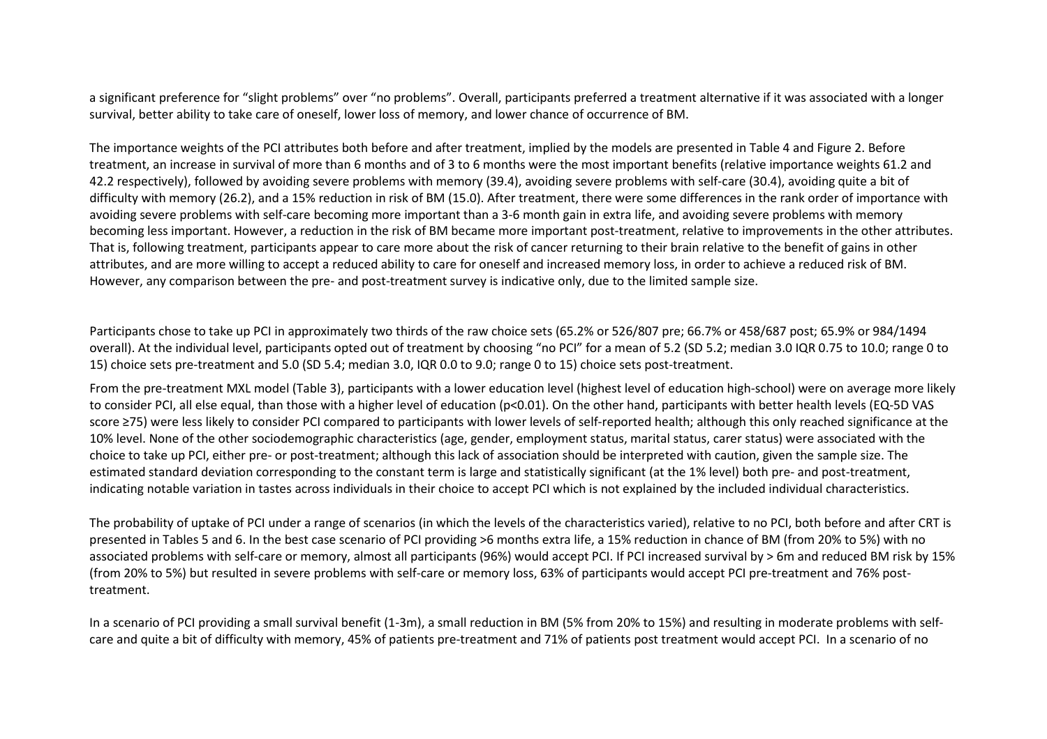a significant preference for "slight problems" over "no problems". Overall, participants preferred a treatment alternative if it was associated with a longer survival, better ability to take care of oneself, lower loss of memory, and lower chance of occurrence of BM.

The importance weights of the PCI attributes both before and after treatment, implied by the models are presented in Table 4 and Figure 2. Before treatment, an increase in survival of more than 6 months and of 3 to 6 months were the most important benefits (relative importance weights 61.2 and 42.2 respectively), followed by avoiding severe problems with memory (39.4), avoiding severe problems with self-care (30.4), avoiding quite a bit of difficulty with memory (26.2), and a 15% reduction in risk of BM (15.0). After treatment, there were some differences in the rank order of importance with avoiding severe problems with self-care becoming more important than a 3-6 month gain in extra life, and avoiding severe problems with memory becoming less important. However, a reduction in the risk of BM became more important post-treatment, relative to improvements in the other attributes. That is, following treatment, participants appear to care more about the risk of cancer returning to their brain relative to the benefit of gains in other attributes, and are more willing to accept a reduced ability to care for oneself and increased memory loss, in order to achieve a reduced risk of BM. However, any comparison between the pre- and post-treatment survey is indicative only, due to the limited sample size.

Participants chose to take up PCI in approximately two thirds of the raw choice sets (65.2% or 526/807 pre; 66.7% or 458/687 post; 65.9% or 984/1494 overall). At the individual level, participants opted out of treatment by choosing "no PCI" for a mean of 5.2 (SD 5.2; median 3.0 IQR 0.75 to 10.0; range 0 to 15) choice sets pre-treatment and 5.0 (SD 5.4; median 3.0, IQR 0.0 to 9.0; range 0 to 15) choice sets post-treatment.

From the pre-treatment MXL model (Table 3), participants with a lower education level (highest level of education high-school) were on average more likely to consider PCI, all else equal, than those with a higher level of education ($p<0.01$). On the other hand, participants with better health levels (EQ-5D VAS score ≥75) were less likely to consider PCI compared to participants with lower levels of self-reported health; although this only reached significance at the 10% level. None of the other sociodemographic characteristics (age, gender, employment status, marital status, carer status) were associated with the choice to take up PCI, either pre- or post-treatment; although this lack of association should be interpreted with caution, given the sample size. The estimated standard deviation corresponding to the constant term is large and statistically significant (at the 1% level) both pre- and post-treatment, indicating notable variation in tastes across individuals in their choice to accept PCI which is not explained by the included individual characteristics.

The probability of uptake of PCI under a range of scenarios (in which the levels of the characteristics varied), relative to no PCI, both before and after CRT is presented in Tables 5 and 6. In the best case scenario of PCI providing >6 months extra life, a 15% reduction in chance of BM (from 20% to 5%) with no associated problems with self-care or memory, almost all participants (96%) would accept PCI. If PCI increased survival by > 6m and reduced BM risk by 15% (from 20% to 5%) but resulted in severe problems with self-care or memory loss, 63% of participants would accept PCI pre-treatment and 76% post-treatment.

In a scenario of PCI providing a small survival benefit (1-3m), a small reduction in BM (5% from 20% to 15%) and resulting in moderate problems with self-care and quite a bit of difficulty with memory, 45% of patients pre-treatment and 71% of patients post treatment would accept PCI. In a scenario of no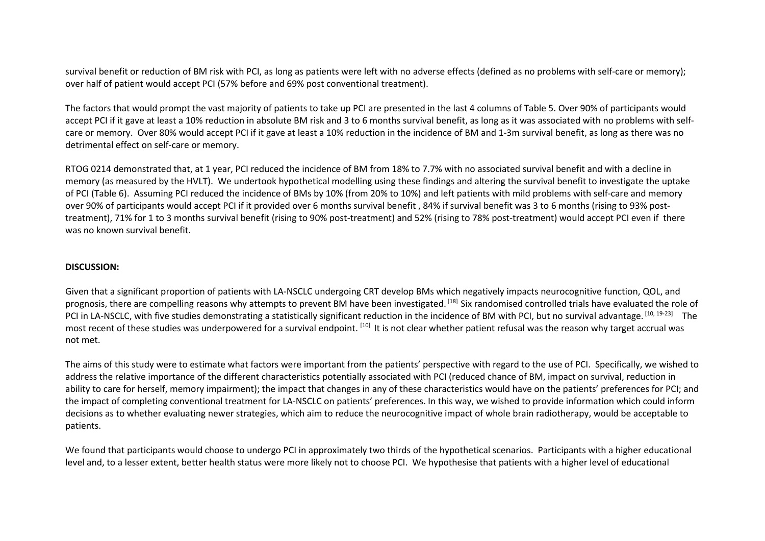survival benefit or reduction of BM risk with PCI, as long as patients were left with no adverse effects (defined as no problems with self-care or memory); over half of patient would accept PCI (57% before and 69% post conventional treatment).

The factors that would prompt the vast majority of patients to take up PCI are presented in the last 4 columns of Table 5. Over 90% of participants would accept PCI if it gave at least a 10% reduction in absolute BM risk and 3 to 6 months survival benefit, as long as it was associated with no problems with self-care or memory. Over 80% would accept PCI if it gave at least a 10% reduction in the incidence of BM and 1-3m survival benefit, as long as there was no detrimental effect on self-care or memory.

RTOG 0214 demonstrated that, at 1 year, PCI reduced the incidence of BM from 18% to 7.7% with no associated survival benefit and with a decline in memory (as measured by the HVLT). We undertook hypothetical modelling using these findings and altering the survival benefit to investigate the uptake of PCI (Table 6). Assuming PCI reduced the incidence of BMs by 10% (from 20% to 10%) and left patients with mild problems with self-care and memory over 90% of participants would accept PCI if it provided over 6 months survival benefit , 84% if survival benefit was 3 to 6 months (rising to 93% post-treatment), 71% for 1 to 3 months survival benefit (rising to 90% post-treatment) and 52% (rising to 78% post-treatment) would accept PCI even if there was no known survival benefit.

**DISCUSSION:**

Given that a significant proportion of patients with LA-NSCLC undergoing CRT develop BMs which negatively impacts neurocognitive function, QOL, and prognosis, there are compelling reasons why attempts to prevent BM have been investigated.[18] Six randomised controlled trials have evaluated the role of PCI in LA-NSCLC, with five studies demonstrating a statistically significant reduction in the incidence of BM with PCI, but no survival advantage.[10, 19-23] The most recent of these studies was underpowered for a survival endpoint.[10] It is not clear whether patient refusal was the reason why target accrual was not met.

The aims of this study were to estimate what factors were important from the patients' perspective with regard to the use of PCI. Specifically, we wished to address the relative importance of the different characteristics potentially associated with PCI (reduced chance of BM, impact on survival, reduction in ability to care for herself, memory impairment); the impact that changes in any of these characteristics would have on the patients' preferences for PCI; and the impact of completing conventional treatment for LA-NSCLC on patients' preferences. In this way, we wished to provide information which could inform decisions as to whether evaluating newer strategies, which aim to reduce the neurocognitive impact of whole brain radiotherapy, would be acceptable to patients.

We found that participants would choose to undergo PCI in approximately two thirds of the hypothetical scenarios. Participants with a higher educational level and, to a lesser extent, better health status were more likely not to choose PCI. We hypothesise that patients with a higher level of educational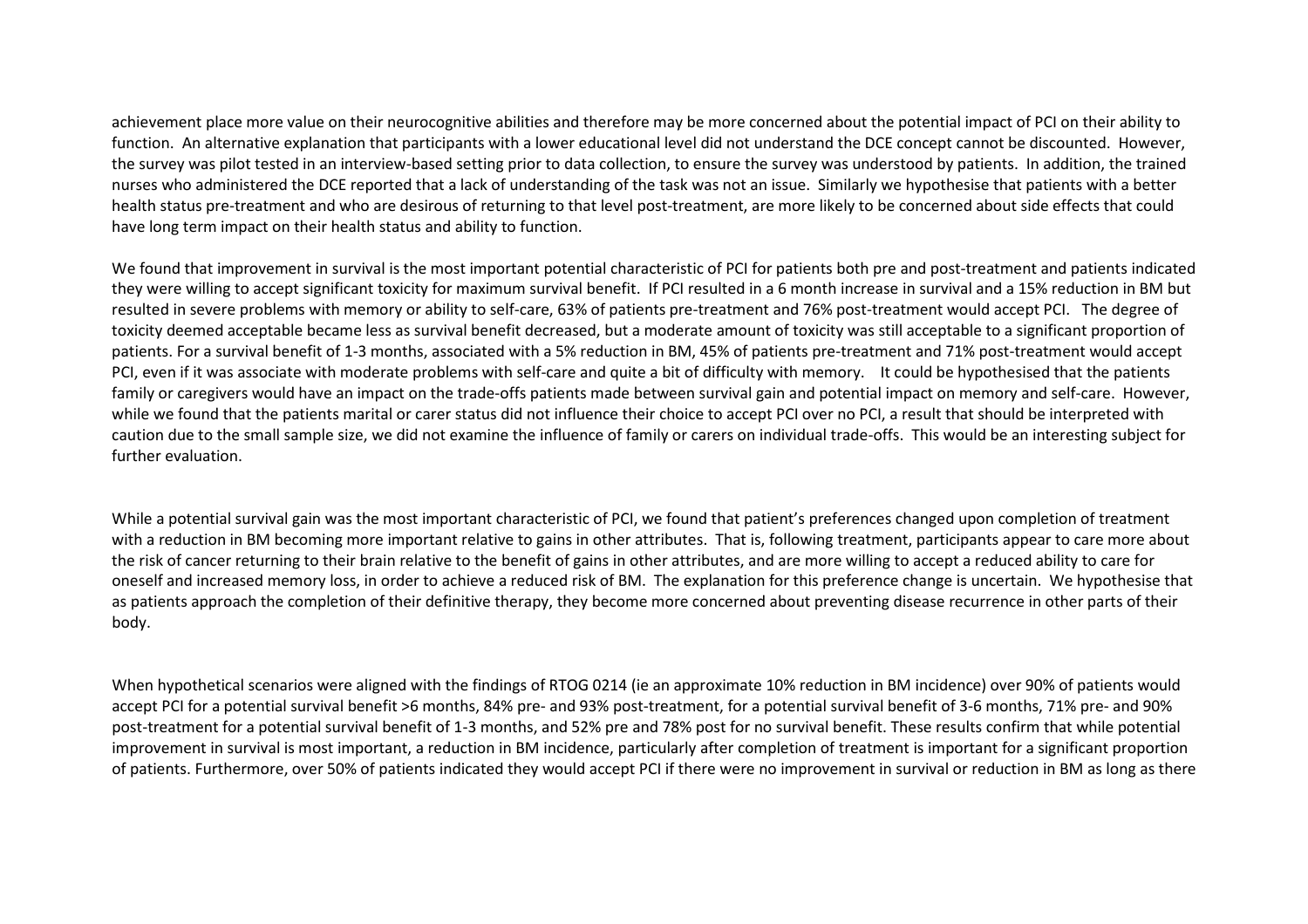achievement place more value on their neurocognitive abilities and therefore may be more concerned about the potential impact of PCI on their ability to function. An alternative explanation that participants with a lower educational level did not understand the DCE concept cannot be discounted. However, the survey was pilot tested in an interview-based setting prior to data collection, to ensure the survey was understood by patients. In addition, the trained nurses who administered the DCE reported that a lack of understanding of the task was not an issue. Similarly we hypothesise that patients with a better health status pre-treatment and who are desirous of returning to that level post-treatment, are more likely to be concerned about side effects that could have long term impact on their health status and ability to function.

We found that improvement in survival is the most important potential characteristic of PCI for patients both pre and post-treatment and patients indicated they were willing to accept significant toxicity for maximum survival benefit. If PCI resulted in a 6 month increase in survival and a 15% reduction in BM but resulted in severe problems with memory or ability to self-care, 63% of patients pre-treatment and 76% post-treatment would accept PCI. The degree of toxicity deemed acceptable became less as survival benefit decreased, but a moderate amount of toxicity was still acceptable to a significant proportion of patients. For a survival benefit of 1-3 months, associated with a 5% reduction in BM, 45% of patients pre-treatment and 71% post-treatment would accept PCI, even if it was associate with moderate problems with self-care and quite a bit of difficulty with memory. It could be hypothesised that the patients family or caregivers would have an impact on the trade-offs patients made between survival gain and potential impact on memory and self-care. However, while we found that the patients marital or carer status did not influence their choice to accept PCI over no PCI, a result that should be interpreted with caution due to the small sample size, we did not examine the influence of family or carers on individual trade-offs. This would be an interesting subject for further evaluation.

While a potential survival gain was the most important characteristic of PCI, we found that patient's preferences changed upon completion of treatment with a reduction in BM becoming more important relative to gains in other attributes. That is, following treatment, participants appear to care more about the risk of cancer returning to their brain relative to the benefit of gains in other attributes, and are more willing to accept a reduced ability to care for oneself and increased memory loss, in order to achieve a reduced risk of BM. The explanation for this preference change is uncertain. We hypothesise that as patients approach the completion of their definitive therapy, they become more concerned about preventing disease recurrence in other parts of their body.

When hypothetical scenarios were aligned with the findings of RTOG 0214 (ie an approximate 10% reduction in BM incidence) over 90% of patients would accept PCI for a potential survival benefit >6 months, 84% pre- and 93% post-treatment, for a potential survival benefit of 3-6 months, 71% pre- and 90% post-treatment for a potential survival benefit of 1-3 months, and 52% pre and 78% post for no survival benefit. These results confirm that while potential improvement in survival is most important, a reduction in BM incidence, particularly after completion of treatment is important for a significant proportion of patients. Furthermore, over 50% of patients indicated they would accept PCI if there were no improvement in survival or reduction in BM as long as there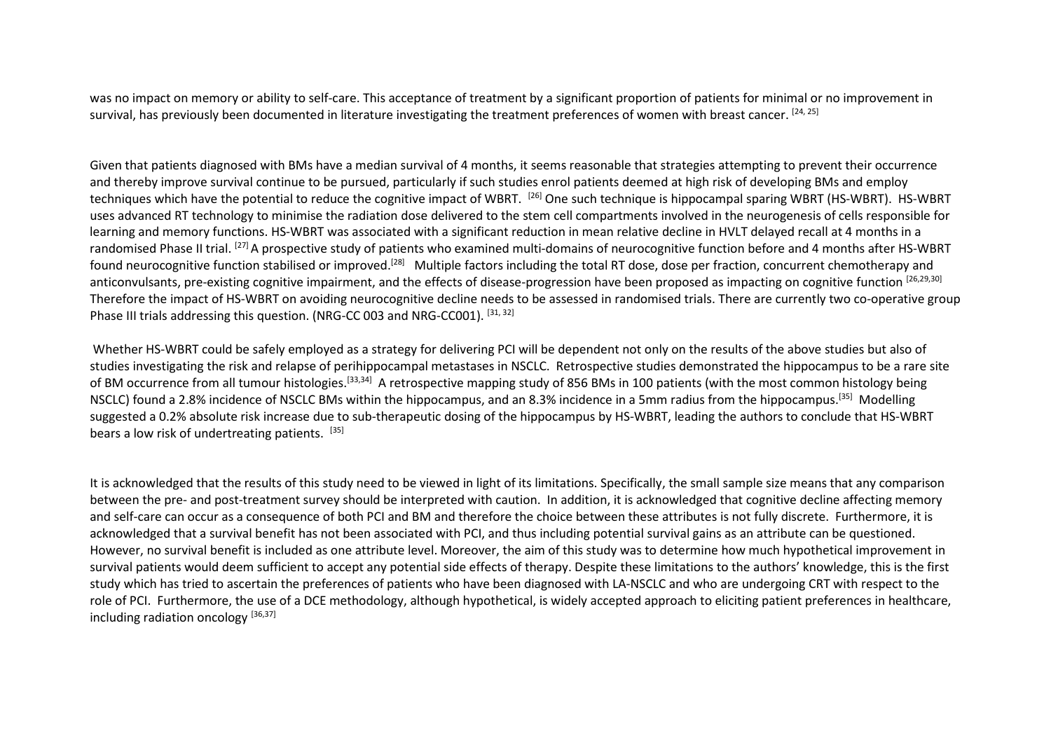was no impact on memory or ability to self-care. This acceptance of treatment by a significant proportion of patients for minimal or no improvement in survival, has previously been documented in literature investigating the treatment preferences of women with breast cancer. [24, 25]

Given that patients diagnosed with BMs have a median survival of 4 months, it seems reasonable that strategies attempting to prevent their occurrence and thereby improve survival continue to be pursued, particularly if such studies enrol patients deemed at high risk of developing BMs and employ techniques which have the potential to reduce the cognitive impact of WBRT. [26] One such technique is hippocampal sparing WBRT (HS-WBRT). HS-WBRT uses advanced RT technology to minimise the radiation dose delivered to the stem cell compartments involved in the neurogenesis of cells responsible for learning and memory functions. HS-WBRT was associated with a significant reduction in mean relative decline in HVLT delayed recall at 4 months in a randomised Phase II trial. [27] A prospective study of patients who examined multi-domains of neurocognitive function before and 4 months after HS-WBRT found neurocognitive function stabilised or improved.[28] Multiple factors including the total RT dose, dose per fraction, concurrent chemotherapy and anticonvulsants, pre-existing cognitive impairment, and the effects of disease-progression have been proposed as impacting on cognitive function [26,29,30] Therefore the impact of HS-WBRT on avoiding neurocognitive decline needs to be assessed in randomised trials. There are currently two co-operative group Phase III trials addressing this question. (NRG-CC 003 and NRG-CC001). [31, 32]

Whether HS-WBRT could be safely employed as a strategy for delivering PCI will be dependent not only on the results of the above studies but also of studies investigating the risk and relapse of perihippocampal metastases in NSCLC. Retrospective studies demonstrated the hippocampus to be a rare site of BM occurrence from all tumour histologies.[33,34] A retrospective mapping study of 856 BMs in 100 patients (with the most common histology being NSCLC) found a 2.8% incidence of NSCLC BMs within the hippocampus, and an 8.3% incidence in a 5mm radius from the hippocampus.[35] Modelling suggested a 0.2% absolute risk increase due to sub-therapeutic dosing of the hippocampus by HS-WBRT, leading the authors to conclude that HS-WBRT bears a low risk of undertreating patients. [35]

It is acknowledged that the results of this study need to be viewed in light of its limitations. Specifically, the small sample size means that any comparison between the pre- and post-treatment survey should be interpreted with caution. In addition, it is acknowledged that cognitive decline affecting memory and self-care can occur as a consequence of both PCI and BM and therefore the choice between these attributes is not fully discrete. Furthermore, it is acknowledged that a survival benefit has not been associated with PCI, and thus including potential survival gains as an attribute can be questioned. However, no survival benefit is included as one attribute level. Moreover, the aim of this study was to determine how much hypothetical improvement in survival patients would deem sufficient to accept any potential side effects of therapy. Despite these limitations to the authors' knowledge, this is the first study which has tried to ascertain the preferences of patients who have been diagnosed with LA-NSCLC and who are undergoing CRT with respect to the role of PCI. Furthermore, the use of a DCE methodology, although hypothetical, is widely accepted approach to eliciting patient preferences in healthcare, including radiation oncology [36,37]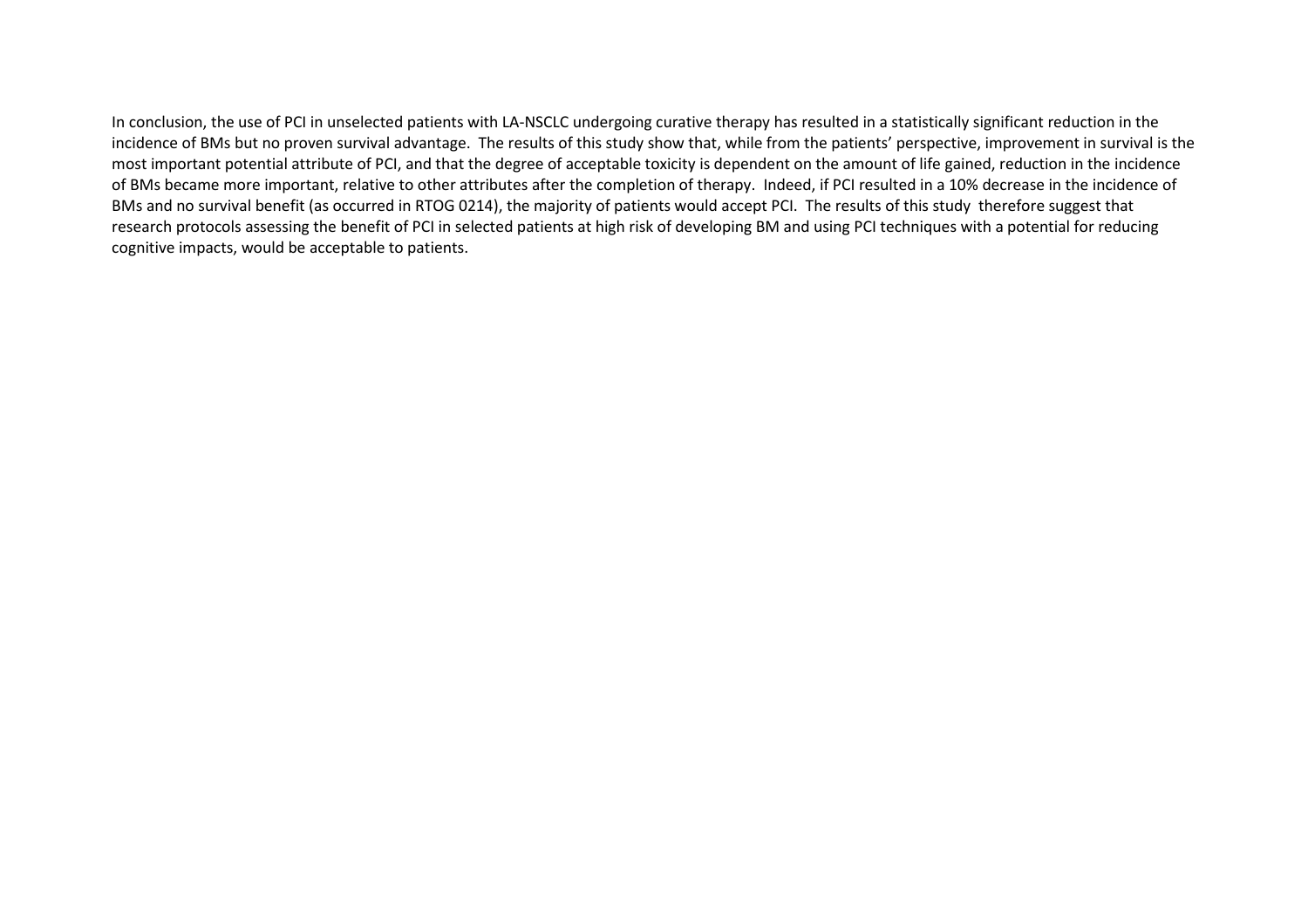In conclusion, the use of PCI in unselected patients with LA-NSCLC undergoing curative therapy has resulted in a statistically significant reduction in the incidence of BMs but no proven survival advantage. The results of this study show that, while from the patients' perspective, improvement in survival is the most important potential attribute of PCI, and that the degree of acceptable toxicity is dependent on the amount of life gained, reduction in the incidence of BMs became more important, relative to other attributes after the completion of therapy. Indeed, if PCI resulted in a 10% decrease in the incidence of BMs and no survival benefit (as occurred in RTOG 0214), the majority of patients would accept PCI. The results of this study therefore suggest that research protocols assessing the benefit of PCI in selected patients at high risk of developing BM and using PCI techniques with a potential for reducing cognitive impacts, would be acceptable to patients.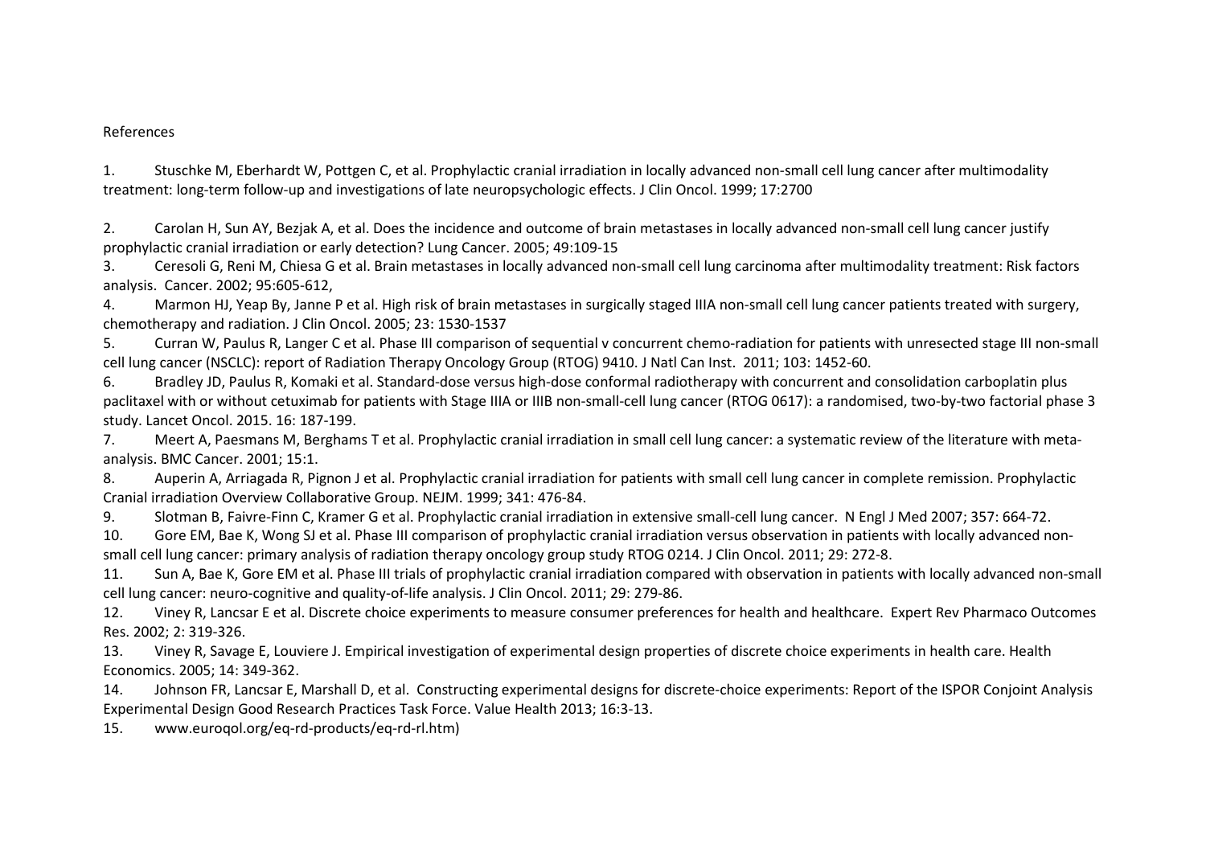References

1. Stuschke M, Eberhardt W, Pottgen C, et al. Prophylactic cranial irradiation in locally advanced non-small cell lung cancer after multimodality treatment: long-term follow-up and investigations of late neuropsychologic effects. J Clin Oncol. 1999; 17:2700

2. Carolan H, Sun AY, Bezjak A, et al. Does the incidence and outcome of brain metastases in locally advanced non-small cell lung cancer justify prophylactic cranial irradiation or early detection? Lung Cancer. 2005; 49:109-15

3. Ceresoli G, Reni M, Chiesa G et al. Brain metastases in locally advanced non-small cell lung carcinoma after multimodality treatment: Risk factors analysis. Cancer. 2002; 95:605-612,

4. Marmon HJ, Yeap By, Janne P et al. High risk of brain metastases in surgically staged IIIA non-small cell lung cancer patients treated with surgery, chemotherapy and radiation. J Clin Oncol. 2005; 23: 1530-1537

5. Curran W, Paulus R, Langer C et al. Phase III comparison of sequential v concurrent chemo-radiation for patients with unresected stage III non-small cell lung cancer (NSCLC): report of Radiation Therapy Oncology Group (RTOG) 9410. J Natl Can Inst. 2011; 103: 1452-60.

6. Bradley JD, Paulus R, Komaki et al. Standard-dose versus high-dose conformal radiotherapy with concurrent and consolidation carboplatin plus paclitaxel with or without cetuximab for patients with Stage IIIA or IIIB non-small-cell lung cancer (RTOG 0617): a randomised, two-by-two factorial phase 3 study. Lancet Oncol. 2015. 16: 187-199.

7. Meert A, Paesmans M, Berghams T et al. Prophylactic cranial irradiation in small cell lung cancer: a systematic review of the literature with meta-analysis. BMC Cancer. 2001; 15:1.

8. Auperin A, Arriagada R, Pignon J et al. Prophylactic cranial irradiation for patients with small cell lung cancer in complete remission. Prophylactic Cranial irradiation Overview Collaborative Group. NEJM. 1999; 341: 476-84.

9. Slotman B, Faivre-Finn C, Kramer G et al. Prophylactic cranial irradiation in extensive small-cell lung cancer. N Engl J Med 2007; 357: 664-72.

10. Gore EM, Bae K, Wong SJ et al. Phase III comparison of prophylactic cranial irradiation versus observation in patients with locally advanced non-small cell lung cancer: primary analysis of radiation therapy oncology group study RTOG 0214. J Clin Oncol. 2011; 29: 272-8.

11. Sun A, Bae K, Gore EM et al. Phase III trials of prophylactic cranial irradiation compared with observation in patients with locally advanced non-small cell lung cancer: neuro-cognitive and quality-of-life analysis. J Clin Oncol. 2011; 29: 279-86.

12. Viney R, Lancsar E et al. Discrete choice experiments to measure consumer preferences for health and healthcare. Expert Rev Pharmaco Outcomes Res. 2002; 2: 319-326.

13. Viney R, Savage E, Louviere J. Empirical investigation of experimental design properties of discrete choice experiments in health care. Health Economics. 2005; 14: 349-362.

14. Johnson FR, Lancsar E, Marshall D, et al. Constructing experimental designs for discrete-choice experiments: Report of the ISPOR Conjoint Analysis Experimental Design Good Research Practices Task Force. Value Health 2013; 16:3-13.

15. www.euroqol.org/eq-rd-products/eq-rd-rl.htm)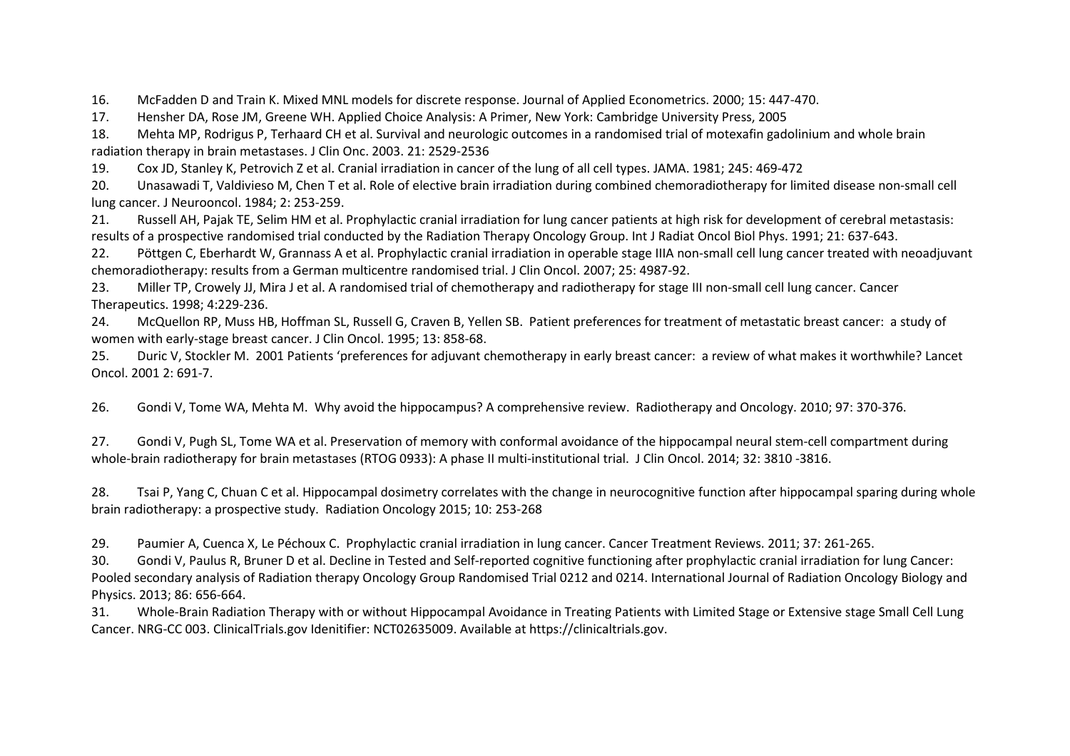16. McFadden D and Train K. Mixed MNL models for discrete response. Journal of Applied Econometrics. 2000; 15: 447-470.
17. Hensher DA, Rose JM, Greene WH. Applied Choice Analysis: A Primer, New York: Cambridge University Press, 2005
18. Mehta MP, Rodrigus P, Terhaard CH et al. Survival and neurologic outcomes in a randomised trial of motexafin gadolinium and whole brain radiation therapy in brain metastases. J Clin Onc. 2003. 21: 2529-2536
19. Cox JD, Stanley K, Petrovich Z et al. Cranial irradiation in cancer of the lung of all cell types. JAMA. 1981; 245: 469-472
20. Unasawadi T, Valdivieso M, Chen T et al. Role of elective brain irradiation during combined chemoradiotherapy for limited disease non-small cell lung cancer. J Neurooncol. 1984; 2: 253-259.
21. Russell AH, Pajak TE, Selim HM et al. Prophylactic cranial irradiation for lung cancer patients at high risk for development of cerebral metastasis: results of a prospective randomised trial conducted by the Radiation Therapy Oncology Group. Int J Radiat Oncol Biol Phys. 1991; 21: 637-643.
22. Pöttgen C, Eberhardt W, Grannass A et al. Prophylactic cranial irradiation in operable stage IIIA non-small cell lung cancer treated with neoadjuvant chemoradiotherapy: results from a German multicentre randomised trial. J Clin Oncol. 2007; 25: 4987-92.
23. Miller TP, Crowely JJ, Mira J et al. A randomised trial of chemotherapy and radiotherapy for stage III non-small cell lung cancer. Cancer Therapeutics. 1998; 4:229-236.
24. McQuellon RP, Muss HB, Hoffman SL, Russell G, Craven B, Yellen SB. Patient preferences for treatment of metastatic breast cancer: a study of women with early-stage breast cancer. J Clin Oncol. 1995; 13: 858-68.
25. Duric V, Stockler M. 2001 Patients 'preferences for adjuvant chemotherapy in early breast cancer: a review of what makes it worthwhile? Lancet Oncol. 2001 2: 691-7.

26. Gondi V, Tome WA, Mehta M. Why avoid the hippocampus? A comprehensive review. Radiotherapy and Oncology. 2010; 97: 370-376.

27. Gondi V, Pugh SL, Tome WA et al. Preservation of memory with conformal avoidance of the hippocampal neural stem-cell compartment during whole-brain radiotherapy for brain metastases (RTOG 0933): A phase II multi-institutional trial. J Clin Oncol. 2014; 32: 3810 -3816.

28. Tsai P, Yang C, Chuan C et al. Hippocampal dosimetry correlates with the change in neurocognitive function after hippocampal sparing during whole brain radiotherapy: a prospective study. Radiation Oncology 2015; 10: 253-268

29. Paumier A, Cuenca X, Le Péchoux C. Prophylactic cranial irradiation in lung cancer. Cancer Treatment Reviews. 2011; 37: 261-265.
30. Gondi V, Paulus R, Bruner D et al. Decline in Tested and Self-reported cognitive functioning after prophylactic cranial irradiation for lung Cancer: Pooled secondary analysis of Radiation therapy Oncology Group Randomised Trial 0212 and 0214. International Journal of Radiation Oncology Biology and Physics. 2013; 86: 656-664.
31. Whole-Brain Radiation Therapy with or without Hippocampal Avoidance in Treating Patients with Limited Stage or Extensive stage Small Cell Lung Cancer. NRG-CC 003. ClinicalTrials.gov Idenitifier: NCT02635009. Available at https://clinicaltrials.gov.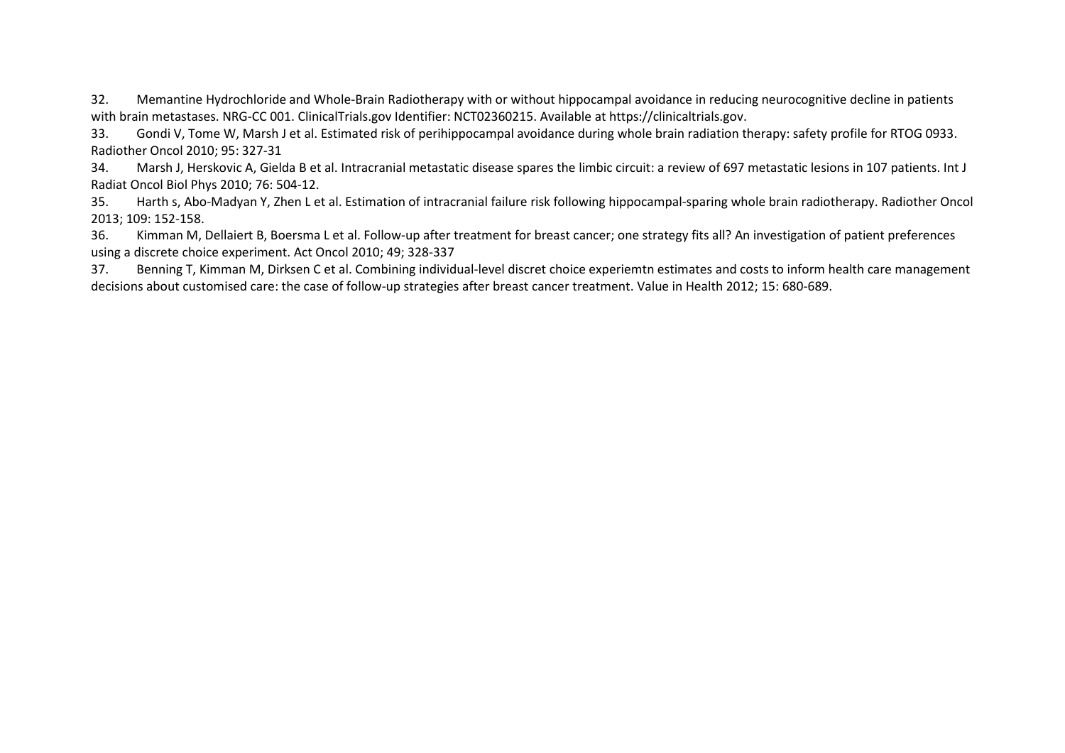32. Memantine Hydrochloride and Whole-Brain Radiotherapy with or without hippocampal avoidance in reducing neurocognitive decline in patients with brain metastases. NRG-CC 001. ClinicalTrials.gov Identifier: NCT02360215. Available at https://clinicaltrials.gov.

33. Gondi V, Tome W, Marsh J et al. Estimated risk of perihippocampal avoidance during whole brain radiation therapy: safety profile for RTOG 0933. Radiother Oncol 2010; 95: 327-31

34. Marsh J, Herskovic A, Gielda B et al. Intracranial metastatic disease spares the limbic circuit: a review of 697 metastatic lesions in 107 patients. Int J Radiat Oncol Biol Phys 2010; 76: 504-12.

35. Harth s, Abo-Madyan Y, Zhen L et al. Estimation of intracranial failure risk following hippocampal-sparing whole brain radiotherapy. Radiother Oncol 2013; 109: 152-158.

36. Kimman M, Dellaiert B, Boersma L et al. Follow-up after treatment for breast cancer; one strategy fits all? An investigation of patient preferences using a discrete choice experiment. Act Oncol 2010; 49; 328-337

37. Benning T, Kimman M, Dirksen C et al. Combining individual-level discret choice experiemtn estimates and costs to inform health care management decisions about customised care: the case of follow-up strategies after breast cancer treatment. Value in Health 2012; 15: 680-689.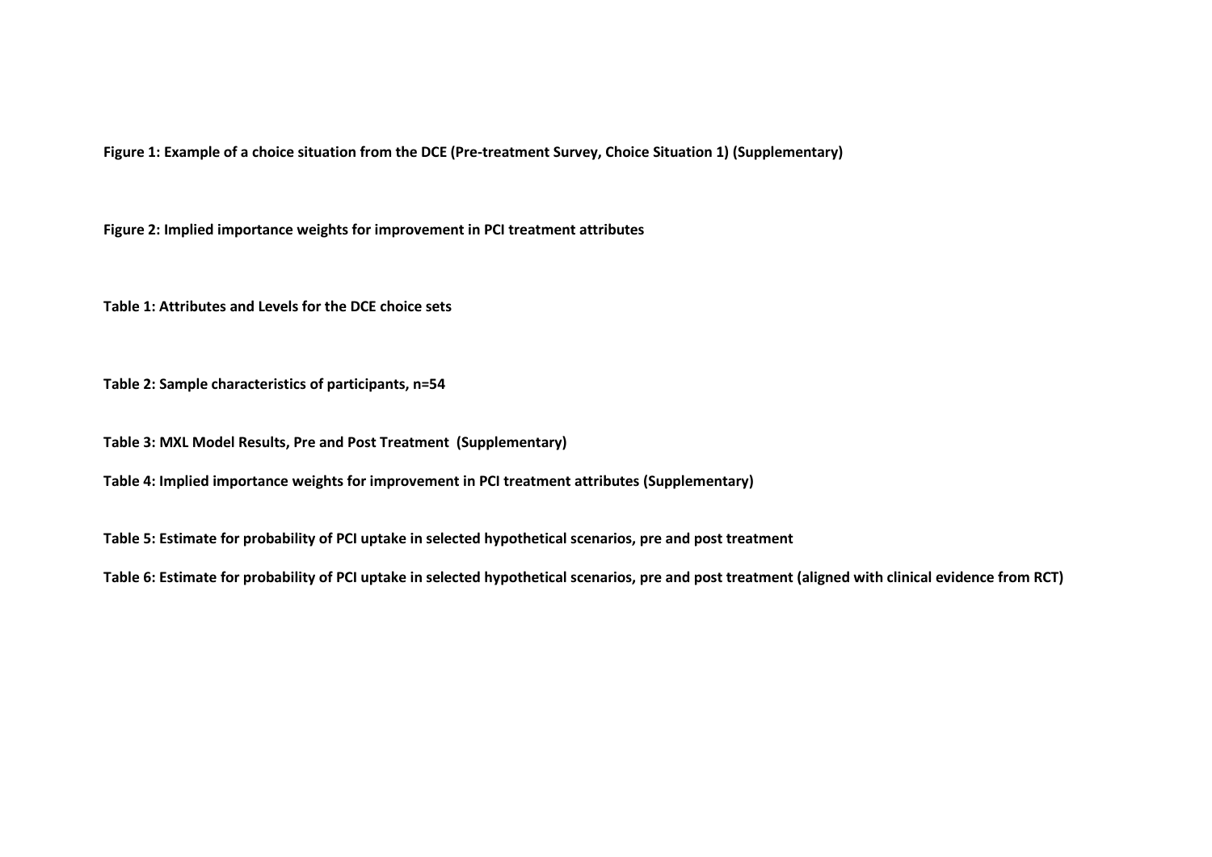**Figure 1: Example of a choice situation from the DCE (Pre-treatment Survey, Choice Situation 1) (Supplementary)**

**Figure 2: Implied importance weights for improvement in PCI treatment attributes**

**Table 1: Attributes and Levels for the DCE choice sets**

**Table 2: Sample characteristics of participants, n=54**

**Table 3: MXL Model Results, Pre and Post Treatment (Supplementary)**

**Table 4: Implied importance weights for improvement in PCI treatment attributes (Supplementary)**

**Table 5: Estimate for probability of PCI uptake in selected hypothetical scenarios, pre and post treatment**

**Table 6: Estimate for probability of PCI uptake in selected hypothetical scenarios, pre and post treatment (aligned with clinical evidence from RCT)**